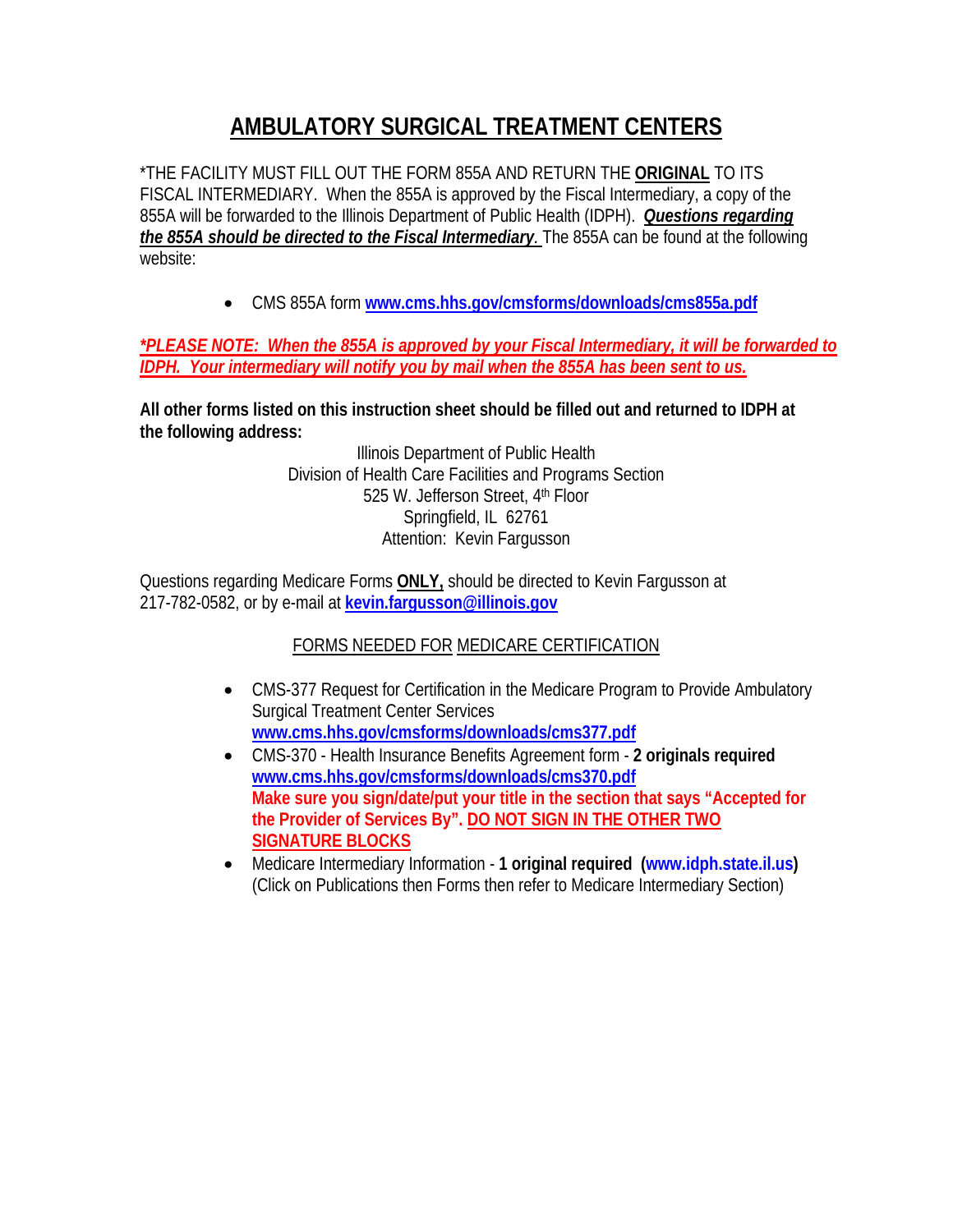# AMBULATORY SURGICAL TREATMENT CENTERS

*THE FACILITY MUST FILL OUT THE FORM 855A AND RETURN THE **ORIGINAL** TO ITS FISCAL INTERMEDIARY. When the 855A is approved by the Fiscal Intermediary, a copy of the 855A will be forwarded to the Illinois Department of Public Health (IDPH). ***Questions regarding the 855A should be directed to the Fiscal Intermediary.*** The 855A can be found at the following website:

- CMS 855A form **www.cms.hhs.gov/cmsforms/downloads/cms855a.pdf**

***\*PLEASE NOTE: When the 855A is approved by your Fiscal Intermediary, it will be forwarded to IDPH. Your intermediary will notify you by mail when the 855A has been sent to us.***

**All other forms listed on this instruction sheet should be filled out and returned to IDPH at the following address:**

Illinois Department of Public Health
Division of Health Care Facilities and Programs Section
525 W. Jefferson Street, 4th Floor
Springfield, IL 62761
Attention: Kevin Fargusson

Questions regarding Medicare Forms **ONLY,** should be directed to Kevin Fargusson at 217-782-0582, or by e-mail at **kevin.fargusson@illinois.gov**

FORMS NEEDED FOR MEDICARE CERTIFICATION

- CMS-377 Request for Certification in the Medicare Program to Provide Ambulatory Surgical Treatment Center Services
  **www.cms.hhs.gov/cmsforms/downloads/cms377.pdf**
- CMS-370 - Health Insurance Benefits Agreement form - **2 originals required**
  **www.cms.hhs.gov/cmsforms/downloads/cms370.pdf**
  **Make sure you sign/date/put your title in the section that says "Accepted for the Provider of Services By". DO NOT SIGN IN THE OTHER TWO SIGNATURE BLOCKS**
- Medicare Intermediary Information - **1 original required (www.idph.state.il.us)**
  (Click on Publications then Forms then refer to Medicare Intermediary Section)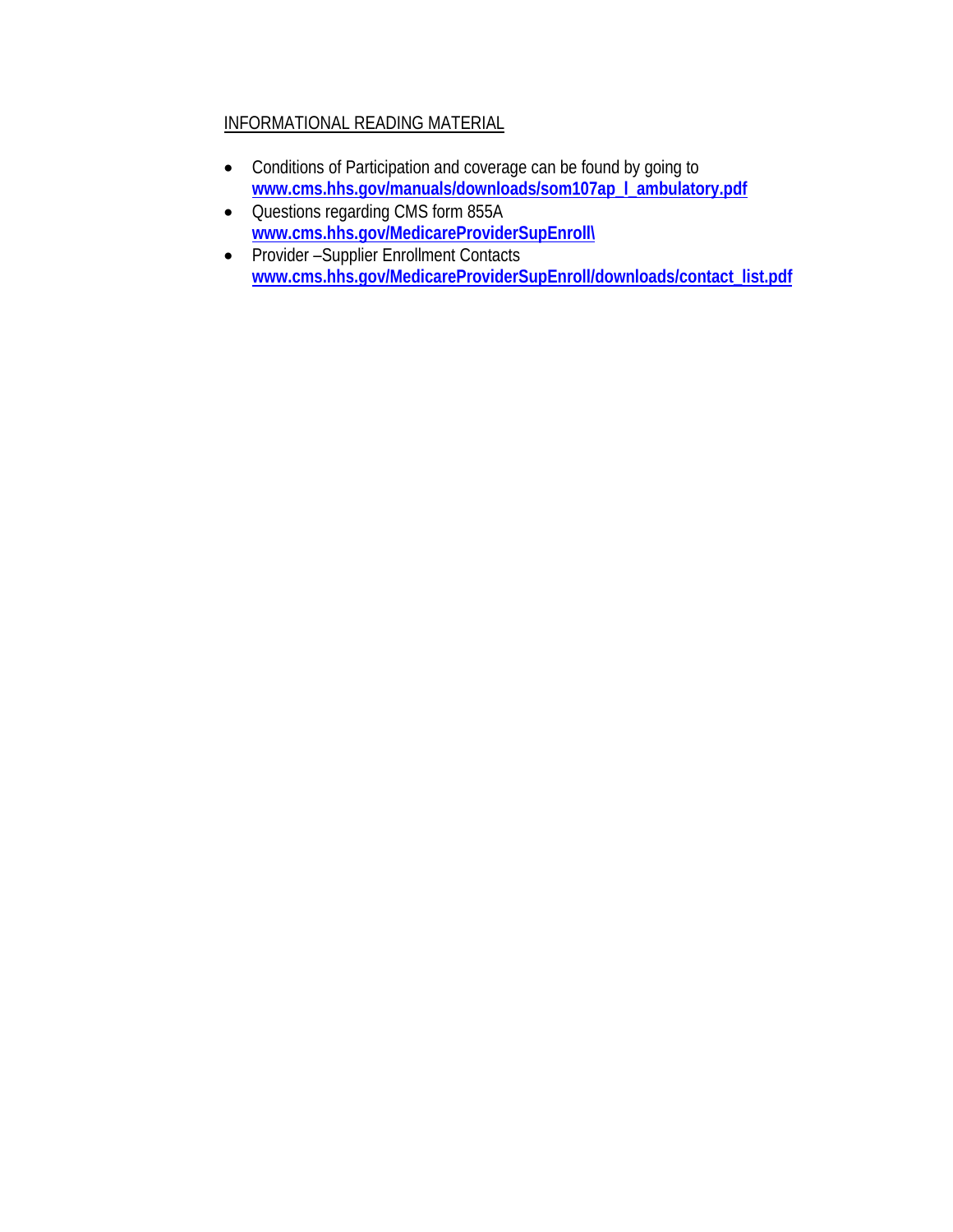INFORMATIONAL READING MATERIAL

- Conditions of Participation and coverage can be found by going to **www.cms.hhs.gov/manuals/downloads/som107ap_l_ambulatory.pdf**
- Questions regarding CMS form 855A **www.cms.hhs.gov/MedicareProviderSupEnroll\**
- Provider –Supplier Enrollment Contacts **www.cms.hhs.gov/MedicareProviderSupEnroll/downloads/contact_list.pdf**